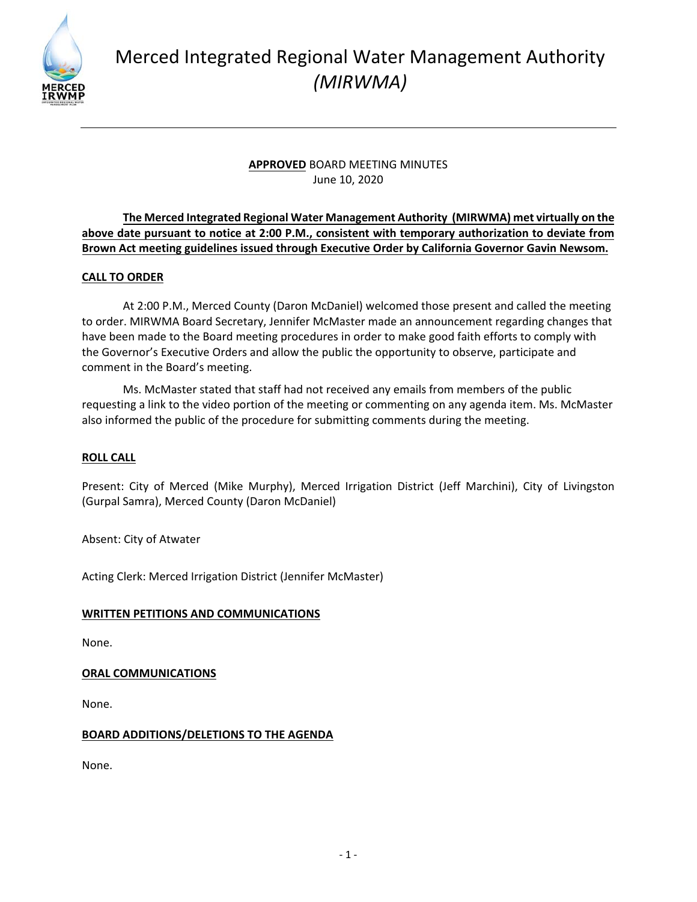# Merced Integrated Regional Water Management Authority *(MIRWMA)*

**APPROVED** BOARD MEETING MINUTES
June 10, 2020

**The Merced Integrated Regional Water Management Authority (MIRWMA) met virtually on the above date pursuant to notice at 2:00 P.M., consistent with temporary authorization to deviate from Brown Act meeting guidelines issued through Executive Order by California Governor Gavin Newsom.**

## CALL TO ORDER

At 2:00 P.M., Merced County (Daron McDaniel) welcomed those present and called the meeting to order. MIRWMA Board Secretary, Jennifer McMaster made an announcement regarding changes that have been made to the Board meeting procedures in order to make good faith efforts to comply with the Governor's Executive Orders and allow the public the opportunity to observe, participate and comment in the Board's meeting.

Ms. McMaster stated that staff had not received any emails from members of the public requesting a link to the video portion of the meeting or commenting on any agenda item. Ms. McMaster also informed the public of the procedure for submitting comments during the meeting.

## ROLL CALL

Present: City of Merced (Mike Murphy), Merced Irrigation District (Jeff Marchini), City of Livingston (Gurpal Samra), Merced County (Daron McDaniel)

Absent: City of Atwater

Acting Clerk: Merced Irrigation District (Jennifer McMaster)

## WRITTEN PETITIONS AND COMMUNICATIONS

None.

## ORAL COMMUNICATIONS

None.

## BOARD ADDITIONS/DELETIONS TO THE AGENDA

None.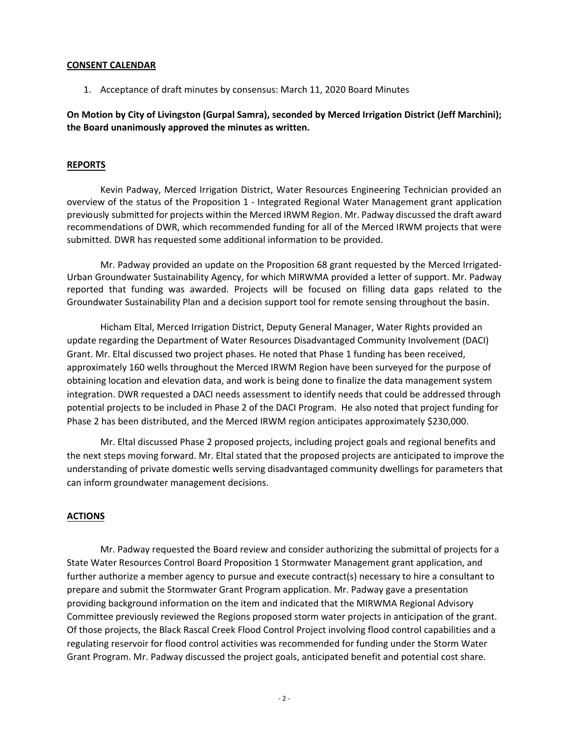**CONSENT CALENDAR**

1. Acceptance of draft minutes by consensus: March 11, 2020 Board Minutes

**On Motion by City of Livingston (Gurpal Samra), seconded by Merced Irrigation District (Jeff Marchini); the Board unanimously approved the minutes as written.**

**REPORTS**

Kevin Padway, Merced Irrigation District, Water Resources Engineering Technician provided an overview of the status of the Proposition 1 - Integrated Regional Water Management grant application previously submitted for projects within the Merced IRWM Region. Mr. Padway discussed the draft award recommendations of DWR, which recommended funding for all of the Merced IRWM projects that were submitted. DWR has requested some additional information to be provided.

Mr. Padway provided an update on the Proposition 68 grant requested by the Merced Irrigated-Urban Groundwater Sustainability Agency, for which MIRWMA provided a letter of support. Mr. Padway reported that funding was awarded. Projects will be focused on filling data gaps related to the Groundwater Sustainability Plan and a decision support tool for remote sensing throughout the basin.

Hicham Eltal, Merced Irrigation District, Deputy General Manager, Water Rights provided an update regarding the Department of Water Resources Disadvantaged Community Involvement (DACI) Grant. Mr. Eltal discussed two project phases. He noted that Phase 1 funding has been received, approximately 160 wells throughout the Merced IRWM Region have been surveyed for the purpose of obtaining location and elevation data, and work is being done to finalize the data management system integration. DWR requested a DACI needs assessment to identify needs that could be addressed through potential projects to be included in Phase 2 of the DACI Program. He also noted that project funding for Phase 2 has been distributed, and the Merced IRWM region anticipates approximately $230,000.

Mr. Eltal discussed Phase 2 proposed projects, including project goals and regional benefits and the next steps moving forward. Mr. Eltal stated that the proposed projects are anticipated to improve the understanding of private domestic wells serving disadvantaged community dwellings for parameters that can inform groundwater management decisions.

**ACTIONS**

Mr. Padway requested the Board review and consider authorizing the submittal of projects for a State Water Resources Control Board Proposition 1 Stormwater Management grant application, and further authorize a member agency to pursue and execute contract(s) necessary to hire a consultant to prepare and submit the Stormwater Grant Program application. Mr. Padway gave a presentation providing background information on the item and indicated that the MIRWMA Regional Advisory Committee previously reviewed the Regions proposed storm water projects in anticipation of the grant. Of those projects, the Black Rascal Creek Flood Control Project involving flood control capabilities and a regulating reservoir for flood control activities was recommended for funding under the Storm Water Grant Program. Mr. Padway discussed the project goals, anticipated benefit and potential cost share.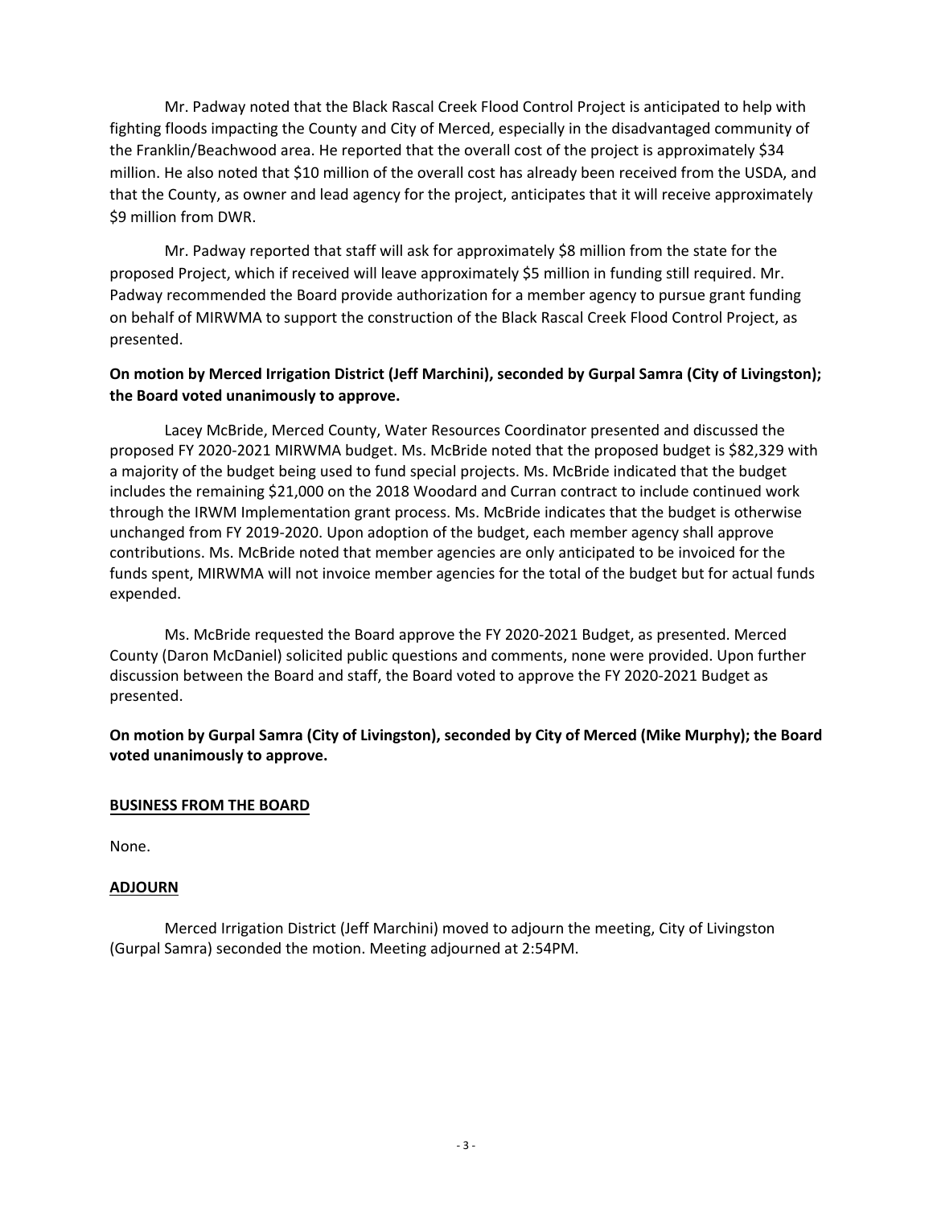Mr. Padway noted that the Black Rascal Creek Flood Control Project is anticipated to help with fighting floods impacting the County and City of Merced, especially in the disadvantaged community of the Franklin/Beachwood area. He reported that the overall cost of the project is approximately $34 million. He also noted that $10 million of the overall cost has already been received from the USDA, and that the County, as owner and lead agency for the project, anticipates that it will receive approximately $9 million from DWR.

Mr. Padway reported that staff will ask for approximately $8 million from the state for the proposed Project, which if received will leave approximately $5 million in funding still required. Mr. Padway recommended the Board provide authorization for a member agency to pursue grant funding on behalf of MIRWMA to support the construction of the Black Rascal Creek Flood Control Project, as presented.

**On motion by Merced Irrigation District (Jeff Marchini), seconded by Gurpal Samra (City of Livingston); the Board voted unanimously to approve.**

Lacey McBride, Merced County, Water Resources Coordinator presented and discussed the proposed FY 2020-2021 MIRWMA budget. Ms. McBride noted that the proposed budget is $82,329 with a majority of the budget being used to fund special projects. Ms. McBride indicated that the budget includes the remaining $21,000 on the 2018 Woodard and Curran contract to include continued work through the IRWM Implementation grant process. Ms. McBride indicates that the budget is otherwise unchanged from FY 2019-2020. Upon adoption of the budget, each member agency shall approve contributions. Ms. McBride noted that member agencies are only anticipated to be invoiced for the funds spent, MIRWMA will not invoice member agencies for the total of the budget but for actual funds expended.

Ms. McBride requested the Board approve the FY 2020-2021 Budget, as presented. Merced County (Daron McDaniel) solicited public questions and comments, none were provided. Upon further discussion between the Board and staff, the Board voted to approve the FY 2020-2021 Budget as presented.

**On motion by Gurpal Samra (City of Livingston), seconded by City of Merced (Mike Murphy); the Board voted unanimously to approve.**

## BUSINESS FROM THE BOARD

None.

## ADJOURN

Merced Irrigation District (Jeff Marchini) moved to adjourn the meeting, City of Livingston (Gurpal Samra) seconded the motion. Meeting adjourned at 2:54PM.